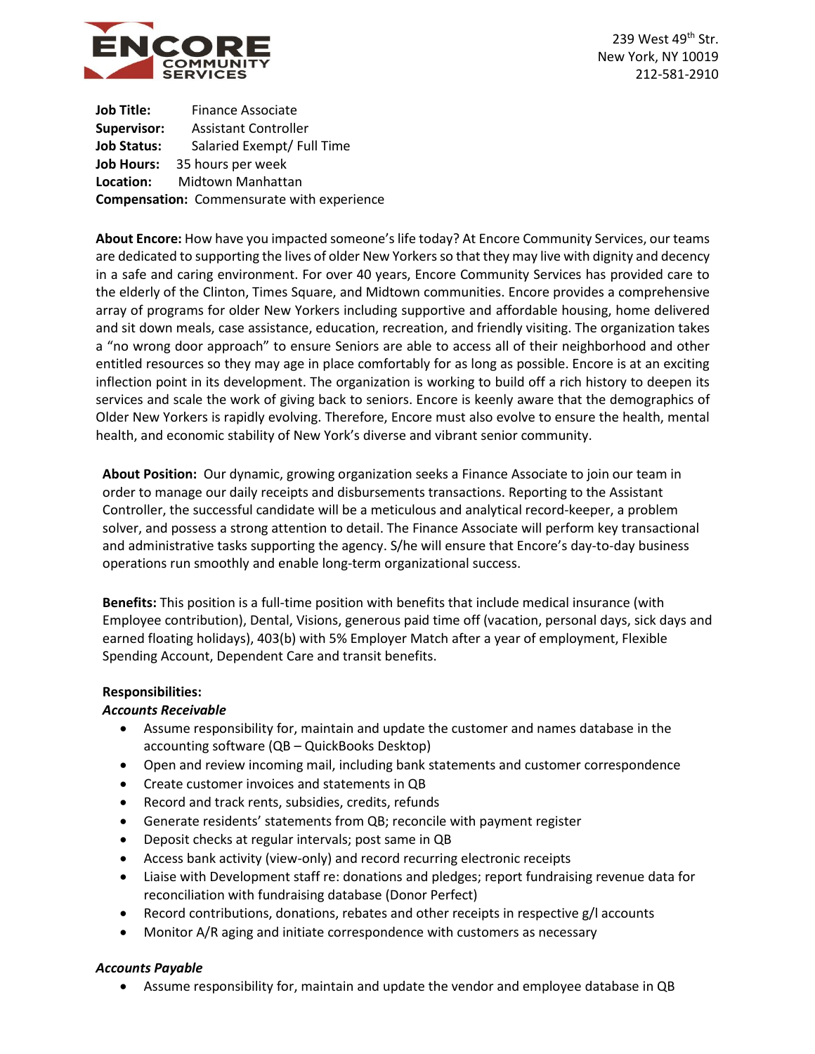ENCORE COMMUNITY SERVICES

239 West 49th Str.
New York, NY 10019
212-581-2910

**Job Title:** Finance Associate
**Supervisor:** Assistant Controller
**Job Status:** Salaried Exempt/ Full Time
**Job Hours:** 35 hours per week
**Location:** Midtown Manhattan
**Compensation:** Commensurate with experience

**About Encore:** How have you impacted someone's life today? At Encore Community Services, our teams are dedicated to supporting the lives of older New Yorkers so that they may live with dignity and decency in a safe and caring environment. For over 40 years, Encore Community Services has provided care to the elderly of the Clinton, Times Square, and Midtown communities. Encore provides a comprehensive array of programs for older New Yorkers including supportive and affordable housing, home delivered and sit down meals, case assistance, education, recreation, and friendly visiting. The organization takes a "no wrong door approach" to ensure Seniors are able to access all of their neighborhood and other entitled resources so they may age in place comfortably for as long as possible. Encore is at an exciting inflection point in its development. The organization is working to build off a rich history to deepen its services and scale the work of giving back to seniors. Encore is keenly aware that the demographics of Older New Yorkers is rapidly evolving. Therefore, Encore must also evolve to ensure the health, mental health, and economic stability of New York's diverse and vibrant senior community.

**About Position:** Our dynamic, growing organization seeks a Finance Associate to join our team in order to manage our daily receipts and disbursements transactions. Reporting to the Assistant Controller, the successful candidate will be a meticulous and analytical record-keeper, a problem solver, and possess a strong attention to detail. The Finance Associate will perform key transactional and administrative tasks supporting the agency. S/he will ensure that Encore's day-to-day business operations run smoothly and enable long-term organizational success.

**Benefits:** This position is a full-time position with benefits that include medical insurance (with Employee contribution), Dental, Visions, generous paid time off (vacation, personal days, sick days and earned floating holidays), 403(b) with 5% Employer Match after a year of employment, Flexible Spending Account, Dependent Care and transit benefits.

**Responsibilities:**

***Accounts Receivable***

- Assume responsibility for, maintain and update the customer and names database in the accounting software (QB – QuickBooks Desktop)
- Open and review incoming mail, including bank statements and customer correspondence
- Create customer invoices and statements in QB
- Record and track rents, subsidies, credits, refunds
- Generate residents' statements from QB; reconcile with payment register
- Deposit checks at regular intervals; post same in QB
- Access bank activity (view-only) and record recurring electronic receipts
- Liaise with Development staff re: donations and pledges; report fundraising revenue data for reconciliation with fundraising database (Donor Perfect)
- Record contributions, donations, rebates and other receipts in respective g/l accounts
- Monitor A/R aging and initiate correspondence with customers as necessary

***Accounts Payable***

- Assume responsibility for, maintain and update the vendor and employee database in QB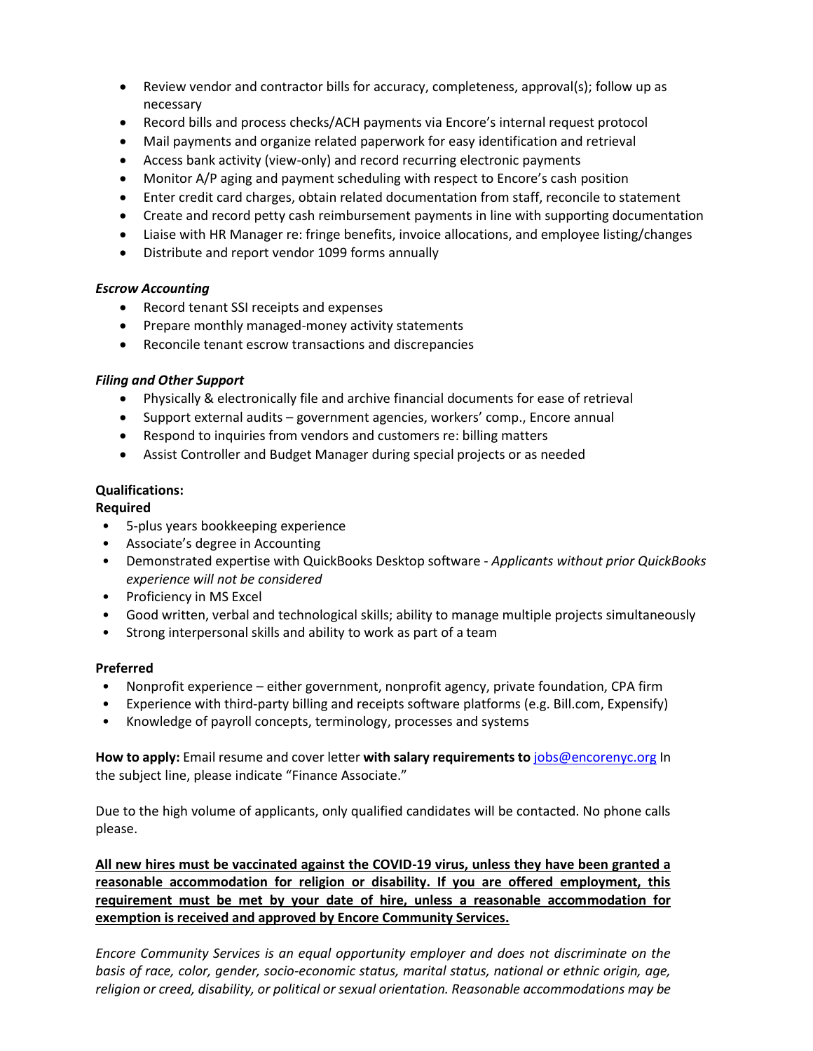- Review vendor and contractor bills for accuracy, completeness, approval(s); follow up as necessary
- Record bills and process checks/ACH payments via Encore's internal request protocol
- Mail payments and organize related paperwork for easy identification and retrieval
- Access bank activity (view-only) and record recurring electronic payments
- Monitor A/P aging and payment scheduling with respect to Encore's cash position
- Enter credit card charges, obtain related documentation from staff, reconcile to statement
- Create and record petty cash reimbursement payments in line with supporting documentation
- Liaise with HR Manager re: fringe benefits, invoice allocations, and employee listing/changes
- Distribute and report vendor 1099 forms annually

***Escrow Accounting***

- Record tenant SSI receipts and expenses
- Prepare monthly managed-money activity statements
- Reconcile tenant escrow transactions and discrepancies

***Filing and Other Support***

- Physically & electronically file and archive financial documents for ease of retrieval
- Support external audits – government agencies, workers' comp., Encore annual
- Respond to inquiries from vendors and customers re: billing matters
- Assist Controller and Budget Manager during special projects or as needed

**Qualifications:**

**Required**

- 5-plus years bookkeeping experience
- Associate's degree in Accounting
- Demonstrated expertise with QuickBooks Desktop software - *Applicants without prior QuickBooks experience will not be considered*
- Proficiency in MS Excel
- Good written, verbal and technological skills; ability to manage multiple projects simultaneously
- Strong interpersonal skills and ability to work as part of a team

**Preferred**

- Nonprofit experience – either government, nonprofit agency, private foundation, CPA firm
- Experience with third-party billing and receipts software platforms (e.g. Bill.com, Expensify)
- Knowledge of payroll concepts, terminology, processes and systems

**How to apply:** Email resume and cover letter **with salary requirements to** jobs@encorenyc.org In the subject line, please indicate "Finance Associate."

Due to the high volume of applicants, only qualified candidates will be contacted. No phone calls please.

**All new hires must be vaccinated against the COVID-19 virus, unless they have been granted a reasonable accommodation for religion or disability. If you are offered employment, this requirement must be met by your date of hire, unless a reasonable accommodation for exemption is received and approved by Encore Community Services.**

*Encore Community Services is an equal opportunity employer and does not discriminate on the basis of race, color, gender, socio-economic status, marital status, national or ethnic origin, age, religion or creed, disability, or political or sexual orientation. Reasonable accommodations may be*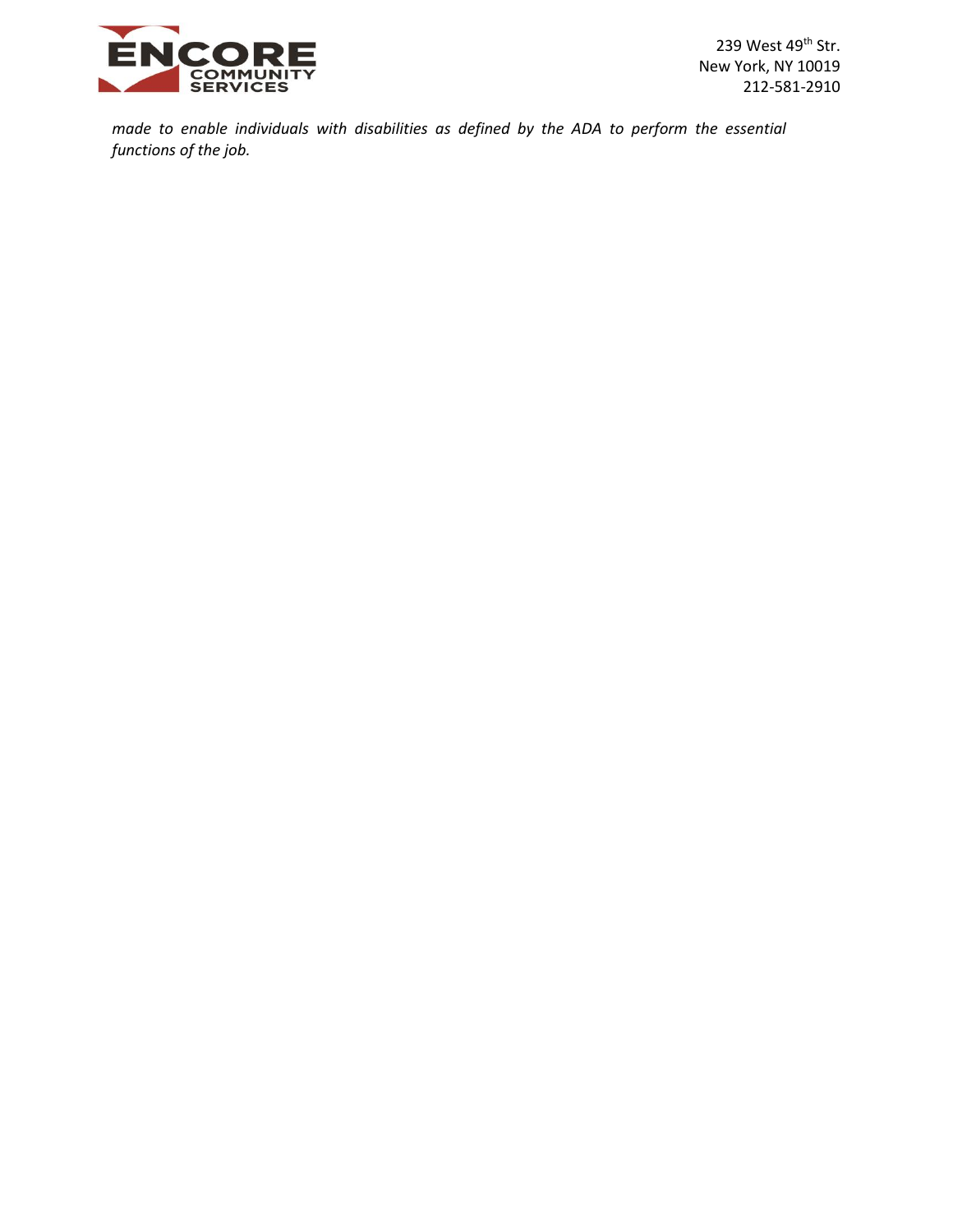*made to enable individuals with disabilities as defined by the ADA to perform the essential functions of the job.*